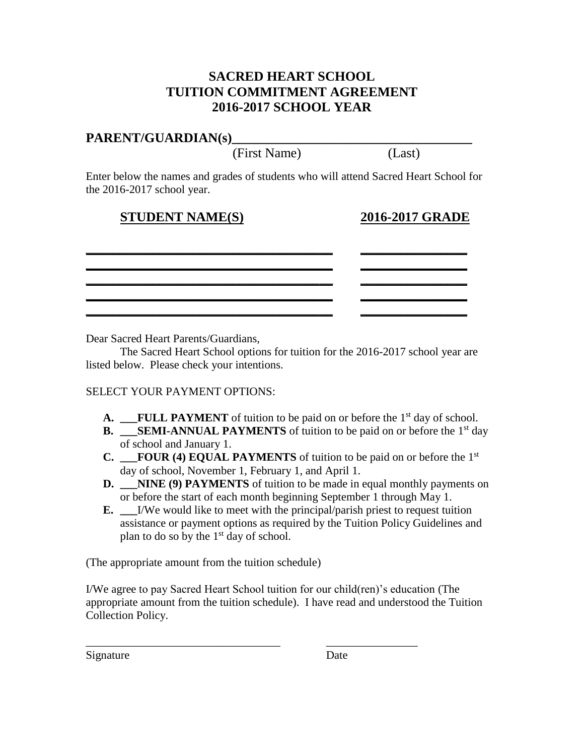# SACRED HEART SCHOOL
# TUITION COMMITMENT AGREEMENT
# 2016-2017 SCHOOL YEAR

**PARENT/GUARDIAN(s)\_\_\_\_\_\_\_\_\_\_\_\_\_\_\_\_\_\_\_\_\_\_\_\_\_\_\_\_\_\_\_\_\_\_\_\_**

(First Name) (Last)

Enter below the names and grades of students who will attend Sacred Heart School for the 2016-2017 school year.

| STUDENT NAME(S) | 2016-2017 GRADE |
|---|---|
| \_\_\_\_\_\_\_\_\_\_\_\_\_\_\_\_\_\_\_\_\_\_\_\_\_\_\_\_\_\_\_\_\_\_\_\_ | \_\_\_\_\_\_\_\_\_\_\_\_\_\_\_\_ |
| \_\_\_\_\_\_\_\_\_\_\_\_\_\_\_\_\_\_\_\_\_\_\_\_\_\_\_\_\_\_\_\_\_\_\_\_ | \_\_\_\_\_\_\_\_\_\_\_\_\_\_\_\_ |
| \_\_\_\_\_\_\_\_\_\_\_\_\_\_\_\_\_\_\_\_\_\_\_\_\_\_\_\_\_\_\_\_\_\_\_\_ | \_\_\_\_\_\_\_\_\_\_\_\_\_\_\_\_ |
| \_\_\_\_\_\_\_\_\_\_\_\_\_\_\_\_\_\_\_\_\_\_\_\_\_\_\_\_\_\_\_\_\_\_\_\_ | \_\_\_\_\_\_\_\_\_\_\_\_\_\_\_\_ |
| \_\_\_\_\_\_\_\_\_\_\_\_\_\_\_\_\_\_\_\_\_\_\_\_\_\_\_\_\_\_\_\_\_\_\_\_ | \_\_\_\_\_\_\_\_\_\_\_\_\_\_\_\_ |

Dear Sacred Heart Parents/Guardians,

The Sacred Heart School options for tuition for the 2016-2017 school year are listed below. Please check your intentions.

SELECT YOUR PAYMENT OPTIONS:

- **A.** \_\_\_**FULL PAYMENT** of tuition to be paid on or before the 1st day of school.
- **B.** \_\_\_**SEMI-ANNUAL PAYMENTS** of tuition to be paid on or before the 1st day of school and January 1.
- **C.** \_\_\_**FOUR (4) EQUAL PAYMENTS** of tuition to be paid on or before the 1st day of school, November 1, February 1, and April 1.
- **D.** \_\_\_**NINE (9) PAYMENTS** of tuition to be made in equal monthly payments on or before the start of each month beginning September 1 through May 1.
- **E.** \_\_\_I/We would like to meet with the principal/parish priest to request tuition assistance or payment options as required by the Tuition Policy Guidelines and plan to do so by the 1st day of school.

(The appropriate amount from the tuition schedule)

I/We agree to pay Sacred Heart School tuition for our child(ren)'s education (The appropriate amount from the tuition schedule). I have read and understood the Tuition Collection Policy.

\_\_\_\_\_\_\_\_\_\_\_\_\_\_\_\_\_\_\_\_\_\_\_\_\_\_\_\_\_\_\_\_\_\_ \_\_\_\_\_\_\_\_\_\_\_\_\_\_\_\_

Signature Date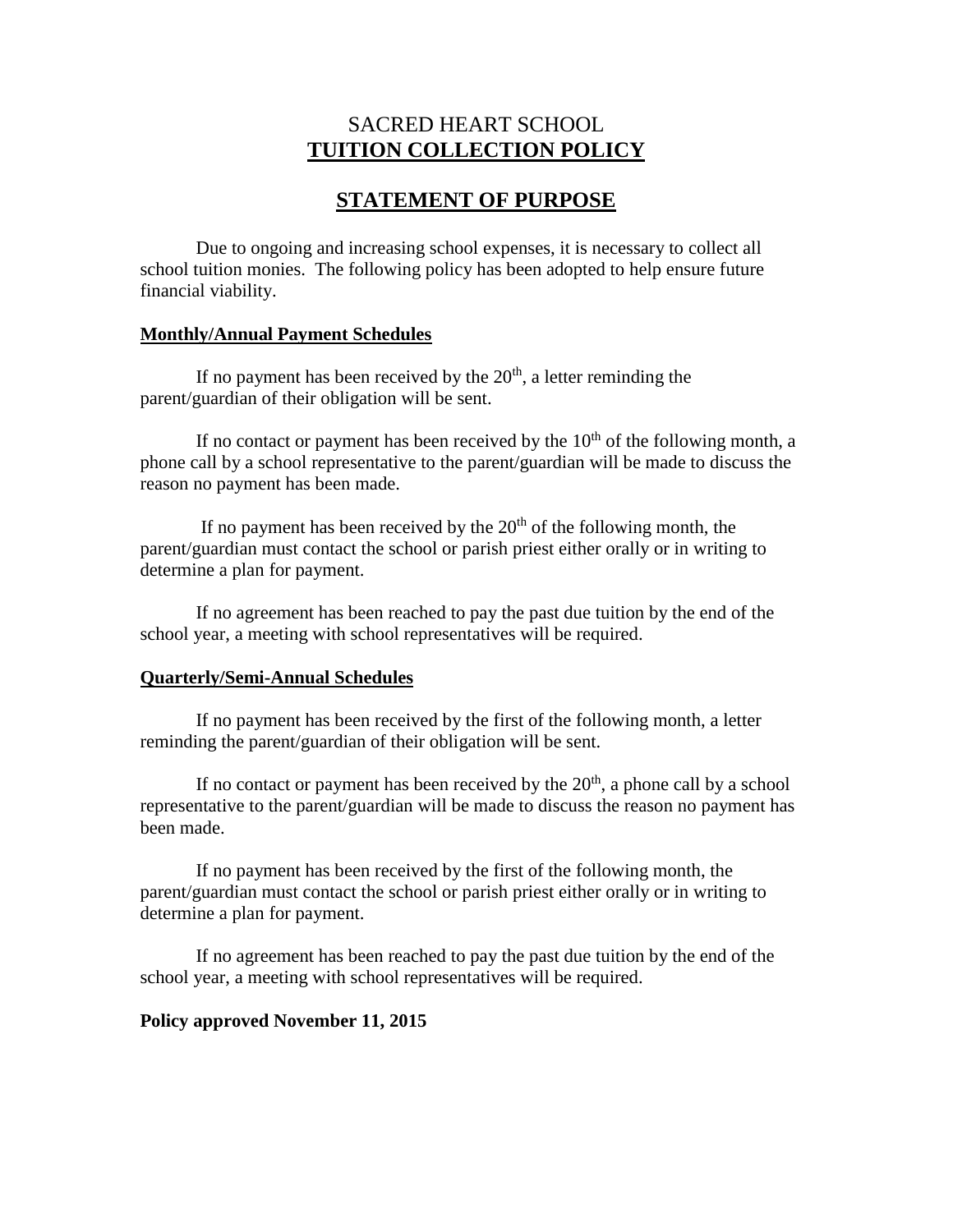# SACRED HEART SCHOOL
# TUITION COLLECTION POLICY

## STATEMENT OF PURPOSE

Due to ongoing and increasing school expenses, it is necessary to collect all school tuition monies. The following policy has been adopted to help ensure future financial viability.

### Monthly/Annual Payment Schedules

If no payment has been received by the 20th, a letter reminding the parent/guardian of their obligation will be sent.

If no contact or payment has been received by the 10th of the following month, a phone call by a school representative to the parent/guardian will be made to discuss the reason no payment has been made.

If no payment has been received by the 20th of the following month, the parent/guardian must contact the school or parish priest either orally or in writing to determine a plan for payment.

If no agreement has been reached to pay the past due tuition by the end of the school year, a meeting with school representatives will be required.

### Quarterly/Semi-Annual Schedules

If no payment has been received by the first of the following month, a letter reminding the parent/guardian of their obligation will be sent.

If no contact or payment has been received by the 20th, a phone call by a school representative to the parent/guardian will be made to discuss the reason no payment has been made.

If no payment has been received by the first of the following month, the parent/guardian must contact the school or parish priest either orally or in writing to determine a plan for payment.

If no agreement has been reached to pay the past due tuition by the end of the school year, a meeting with school representatives will be required.

**Policy approved November 11, 2015**